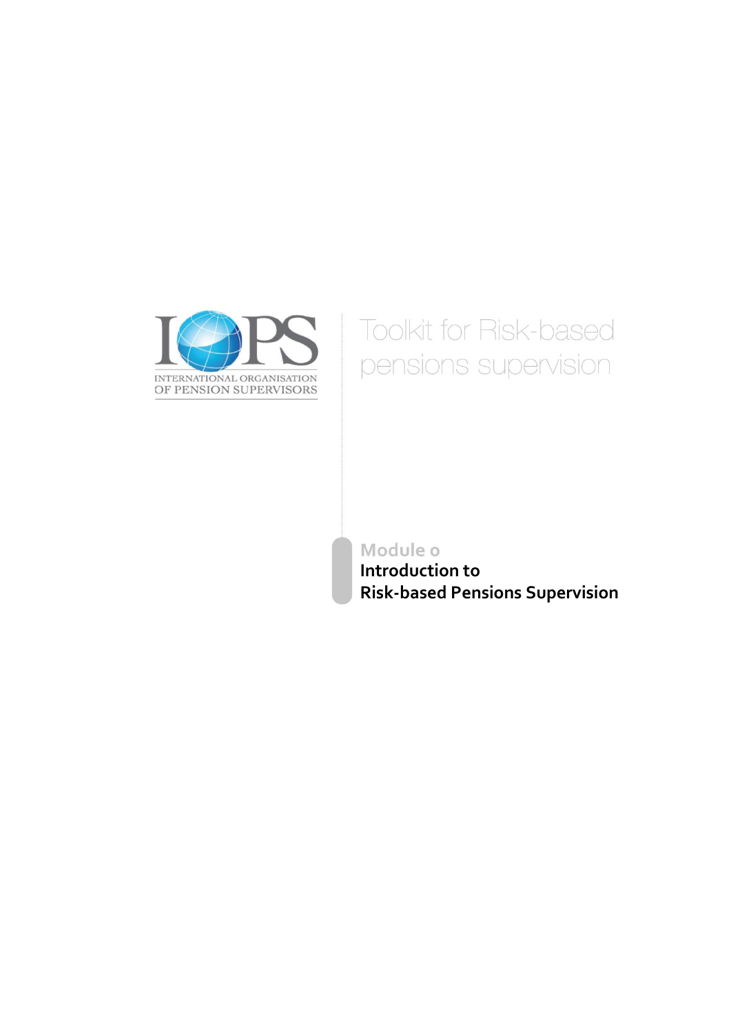INTERNATIONAL ORGANISATION OF PENSION SUPERVISORS

# Toolkit for Risk-based pensions supervision

Module 0

## Introduction to Risk-based Pensions Supervision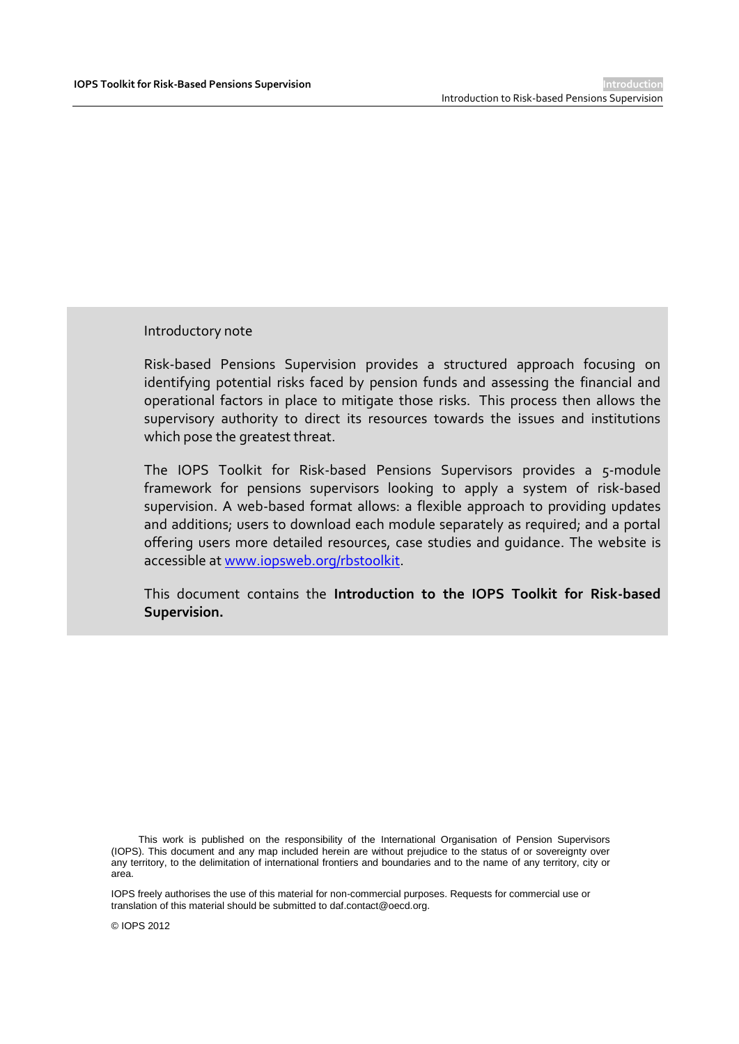Introductory note

Risk-based Pensions Supervision provides a structured approach focusing on identifying potential risks faced by pension funds and assessing the financial and operational factors in place to mitigate those risks. This process then allows the supervisory authority to direct its resources towards the issues and institutions which pose the greatest threat.

The IOPS Toolkit for Risk-based Pensions Supervisors provides a 5-module framework for pensions supervisors looking to apply a system of risk-based supervision. A web-based format allows: a flexible approach to providing updates and additions; users to download each module separately as required; and a portal offering users more detailed resources, case studies and guidance. The website is accessible at www.iopsweb.org/rbstoolkit.

This document contains the **Introduction to the IOPS Toolkit for Risk-based Supervision.**

This work is published on the responsibility of the International Organisation of Pension Supervisors (IOPS). This document and any map included herein are without prejudice to the status of or sovereignty over any territory, to the delimitation of international frontiers and boundaries and to the name of any territory, city or area.

IOPS freely authorises the use of this material for non-commercial purposes. Requests for commercial use or translation of this material should be submitted to daf.contact@oecd.org.

© IOPS 2012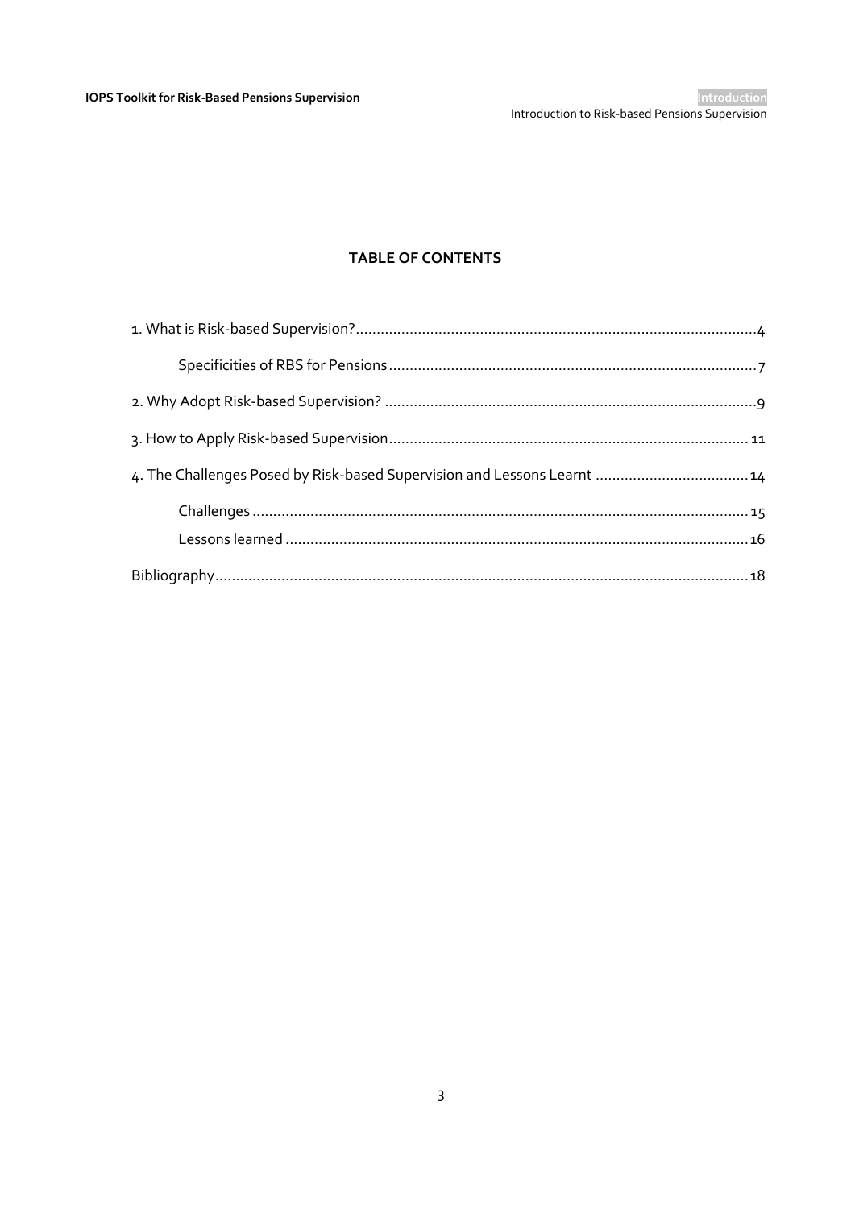**TABLE OF CONTENTS**

1. What is Risk-based Supervision?....4
    - Specificities of RBS for Pensions....7
2. Why Adopt Risk-based Supervision?....9
3. How to Apply Risk-based Supervision....11
4. The Challenges Posed by Risk-based Supervision and Lessons Learnt....14
    - Challenges....15
    - Lessons learned....16

Bibliography....18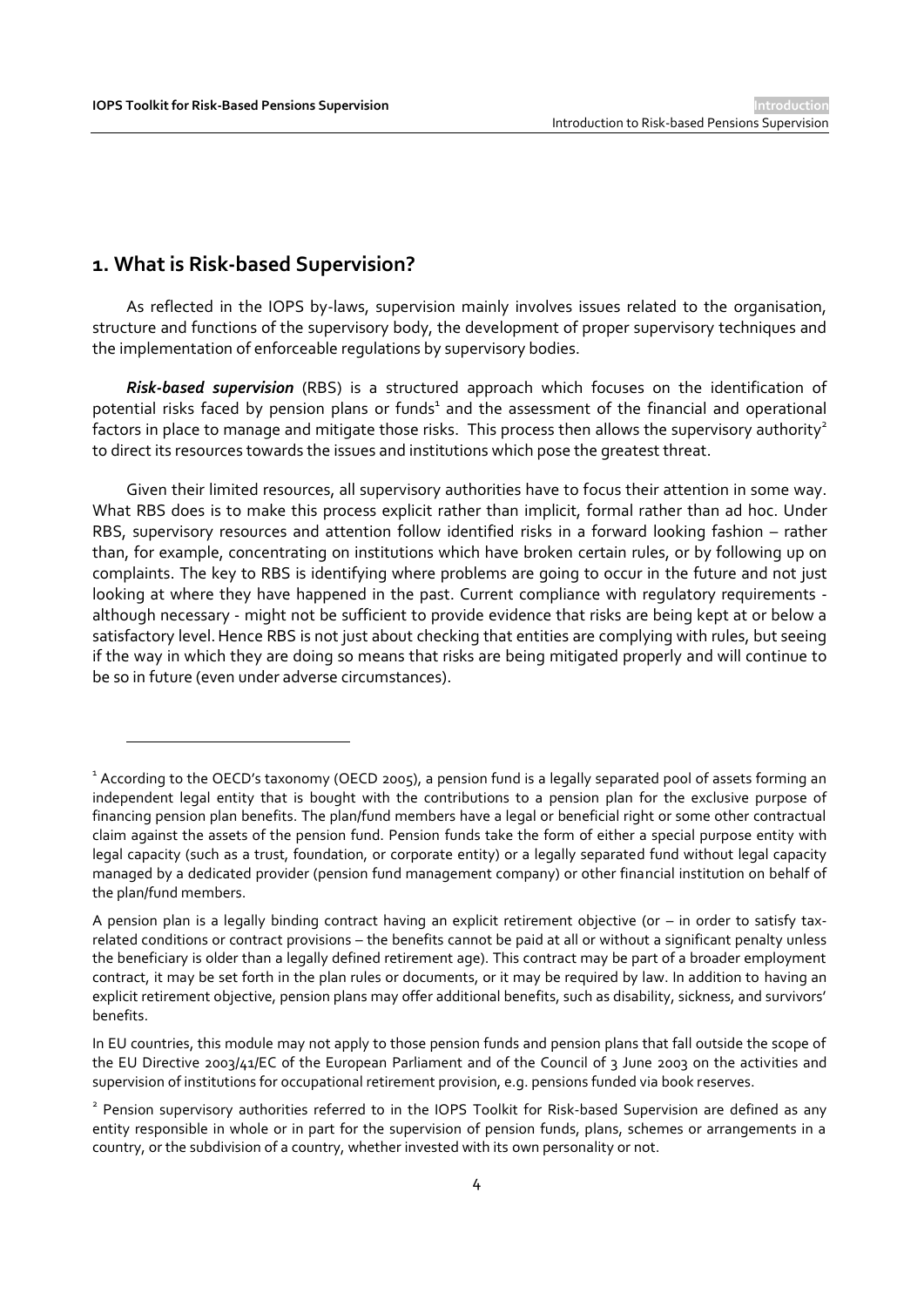## 1. What is Risk-based Supervision?

As reflected in the IOPS by-laws, supervision mainly involves issues related to the organisation, structure and functions of the supervisory body, the development of proper supervisory techniques and the implementation of enforceable regulations by supervisory bodies.

***Risk-based supervision*** (RBS) is a structured approach which focuses on the identification of potential risks faced by pension plans or funds[1] and the assessment of the financial and operational factors in place to manage and mitigate those risks. This process then allows the supervisory authority[2] to direct its resources towards the issues and institutions which pose the greatest threat.

Given their limited resources, all supervisory authorities have to focus their attention in some way. What RBS does is to make this process explicit rather than implicit, formal rather than ad hoc. Under RBS, supervisory resources and attention follow identified risks in a forward looking fashion – rather than, for example, concentrating on institutions which have broken certain rules, or by following up on complaints. The key to RBS is identifying where problems are going to occur in the future and not just looking at where they have happened in the past. Current compliance with regulatory requirements - although necessary - might not be sufficient to provide evidence that risks are being kept at or below a satisfactory level. Hence RBS is not just about checking that entities are complying with rules, but seeing if the way in which they are doing so means that risks are being mitigated properly and will continue to be so in future (even under adverse circumstances).

---

[1] According to the OECD's taxonomy (OECD 2005), a pension fund is a legally separated pool of assets forming an independent legal entity that is bought with the contributions to a pension plan for the exclusive purpose of financing pension plan benefits. The plan/fund members have a legal or beneficial right or some other contractual claim against the assets of the pension fund. Pension funds take the form of either a special purpose entity with legal capacity (such as a trust, foundation, or corporate entity) or a legally separated fund without legal capacity managed by a dedicated provider (pension fund management company) or other financial institution on behalf of the plan/fund members.

A pension plan is a legally binding contract having an explicit retirement objective (or – in order to satisfy tax-related conditions or contract provisions – the benefits cannot be paid at all or without a significant penalty unless the beneficiary is older than a legally defined retirement age). This contract may be part of a broader employment contract, it may be set forth in the plan rules or documents, or it may be required by law. In addition to having an explicit retirement objective, pension plans may offer additional benefits, such as disability, sickness, and survivors' benefits.

In EU countries, this module may not apply to those pension funds and pension plans that fall outside the scope of the EU Directive 2003/41/EC of the European Parliament and of the Council of 3 June 2003 on the activities and supervision of institutions for occupational retirement provision, e.g. pensions funded via book reserves.

[2] Pension supervisory authorities referred to in the IOPS Toolkit for Risk-based Supervision are defined as any entity responsible in whole or in part for the supervision of pension funds, plans, schemes or arrangements in a country, or the subdivision of a country, whether invested with its own personality or not.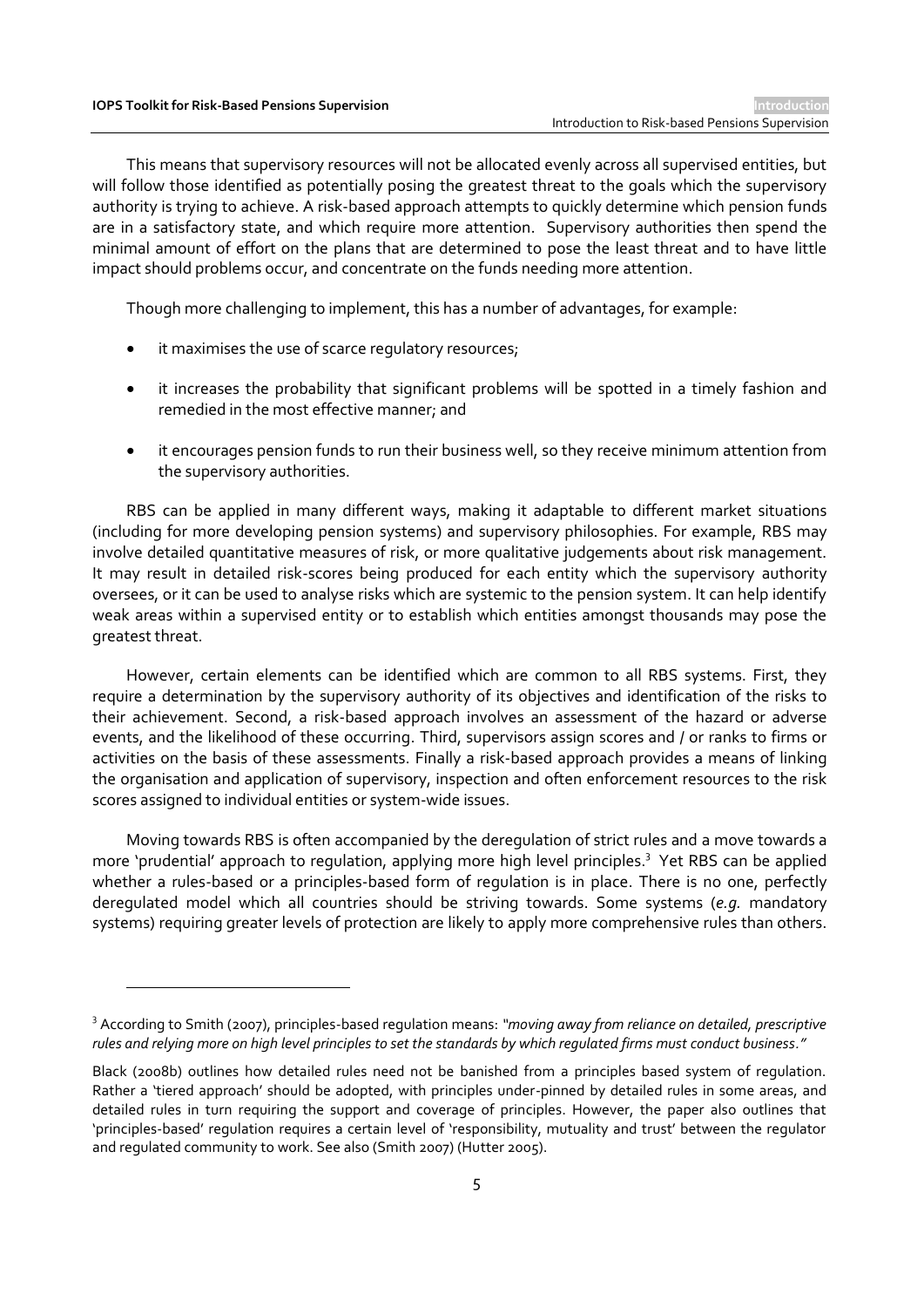This means that supervisory resources will not be allocated evenly across all supervised entities, but will follow those identified as potentially posing the greatest threat to the goals which the supervisory authority is trying to achieve. A risk-based approach attempts to quickly determine which pension funds are in a satisfactory state, and which require more attention. Supervisory authorities then spend the minimal amount of effort on the plans that are determined to pose the least threat and to have little impact should problems occur, and concentrate on the funds needing more attention.

Though more challenging to implement, this has a number of advantages, for example:

- it maximises the use of scarce regulatory resources;
- it increases the probability that significant problems will be spotted in a timely fashion and remedied in the most effective manner; and
- it encourages pension funds to run their business well, so they receive minimum attention from the supervisory authorities.

RBS can be applied in many different ways, making it adaptable to different market situations (including for more developing pension systems) and supervisory philosophies. For example, RBS may involve detailed quantitative measures of risk, or more qualitative judgements about risk management. It may result in detailed risk-scores being produced for each entity which the supervisory authority oversees, or it can be used to analyse risks which are systemic to the pension system. It can help identify weak areas within a supervised entity or to establish which entities amongst thousands may pose the greatest threat.

However, certain elements can be identified which are common to all RBS systems. First, they require a determination by the supervisory authority of its objectives and identification of the risks to their achievement. Second, a risk-based approach involves an assessment of the hazard or adverse events, and the likelihood of these occurring. Third, supervisors assign scores and / or ranks to firms or activities on the basis of these assessments. Finally a risk-based approach provides a means of linking the organisation and application of supervisory, inspection and often enforcement resources to the risk scores assigned to individual entities or system-wide issues.

Moving towards RBS is often accompanied by the deregulation of strict rules and a move towards a more 'prudential' approach to regulation, applying more high level principles.[3] Yet RBS can be applied whether a rules-based or a principles-based form of regulation is in place. There is no one, perfectly deregulated model which all countries should be striving towards. Some systems (*e.g.* mandatory systems) requiring greater levels of protection are likely to apply more comprehensive rules than others.

---

[3] According to Smith (2007), principles-based regulation means: *"moving away from reliance on detailed, prescriptive rules and relying more on high level principles to set the standards by which regulated firms must conduct business."*

Black (2008b) outlines how detailed rules need not be banished from a principles based system of regulation. Rather a 'tiered approach' should be adopted, with principles under-pinned by detailed rules in some areas, and detailed rules in turn requiring the support and coverage of principles. However, the paper also outlines that 'principles-based' regulation requires a certain level of 'responsibility, mutuality and trust' between the regulator and regulated community to work. See also (Smith 2007) (Hutter 2005).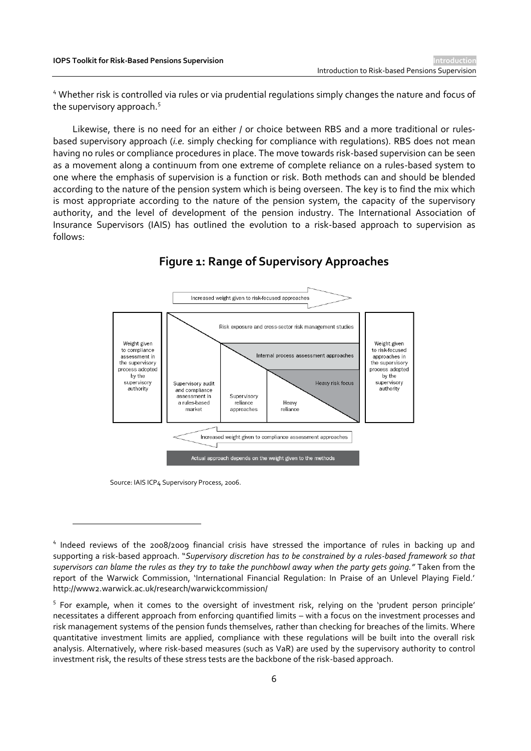[4] Whether risk is controlled via rules or via prudential regulations simply changes the nature and focus of the supervisory approach.[5]

Likewise, there is no need for an either / or choice between RBS and a more traditional or rules-based supervisory approach (*i.e.* simply checking for compliance with regulations). RBS does not mean having no rules or compliance procedures in place. The move towards risk-based supervision can be seen as a movement along a continuum from one extreme of complete reliance on a rules-based system to one where the emphasis of supervision is a function or risk. Both methods can and should be blended according to the nature of the pension system which is being overseen. The key is to find the mix which is most appropriate according to the nature of the pension system, the capacity of the supervisory authority, and the level of development of the pension industry. The International Association of Insurance Supervisors (IAIS) has outlined the evolution to a risk-based approach to supervision as follows:

## Figure 1: Range of Supervisory Approaches

Increased weight given to risk-focused approaches

Weight given to compliance assessment in the supervisory process adopted by the supervisory authority

Risk exposure and cross-sector risk management studies

Internal process assessment approaches

Heavy risk focus

Supervisory audit and compliance assessment in a rules-based market

Supervisory reliance approaches

Heavy reliance

Weight given to risk-focused approaches in the supervisory process adopted by the supervisory authority

Increased weight given to compliance assessment approaches

Actual approach depends on the weight given to the methods

Source: IAIS ICP4 Supervisory Process, 2006.

---

[4] Indeed reviews of the 2008/2009 financial crisis have stressed the importance of rules in backing up and supporting a risk-based approach. "*Supervisory discretion has to be constrained by a rules-based framework so that supervisors can blame the rules as they try to take the punchbowl away when the party gets going."* Taken from the report of the Warwick Commission, 'International Financial Regulation: In Praise of an Unlevel Playing Field.' http://www2.warwick.ac.uk/research/warwickcommission/

[5] For example, when it comes to the oversight of investment risk, relying on the 'prudent person principle' necessitates a different approach from enforcing quantified limits – with a focus on the investment processes and risk management systems of the pension funds themselves, rather than checking for breaches of the limits. Where quantitative investment limits are applied, compliance with these regulations will be built into the overall risk analysis. Alternatively, where risk-based measures (such as VaR) are used by the supervisory authority to control investment risk, the results of these stress tests are the backbone of the risk-based approach.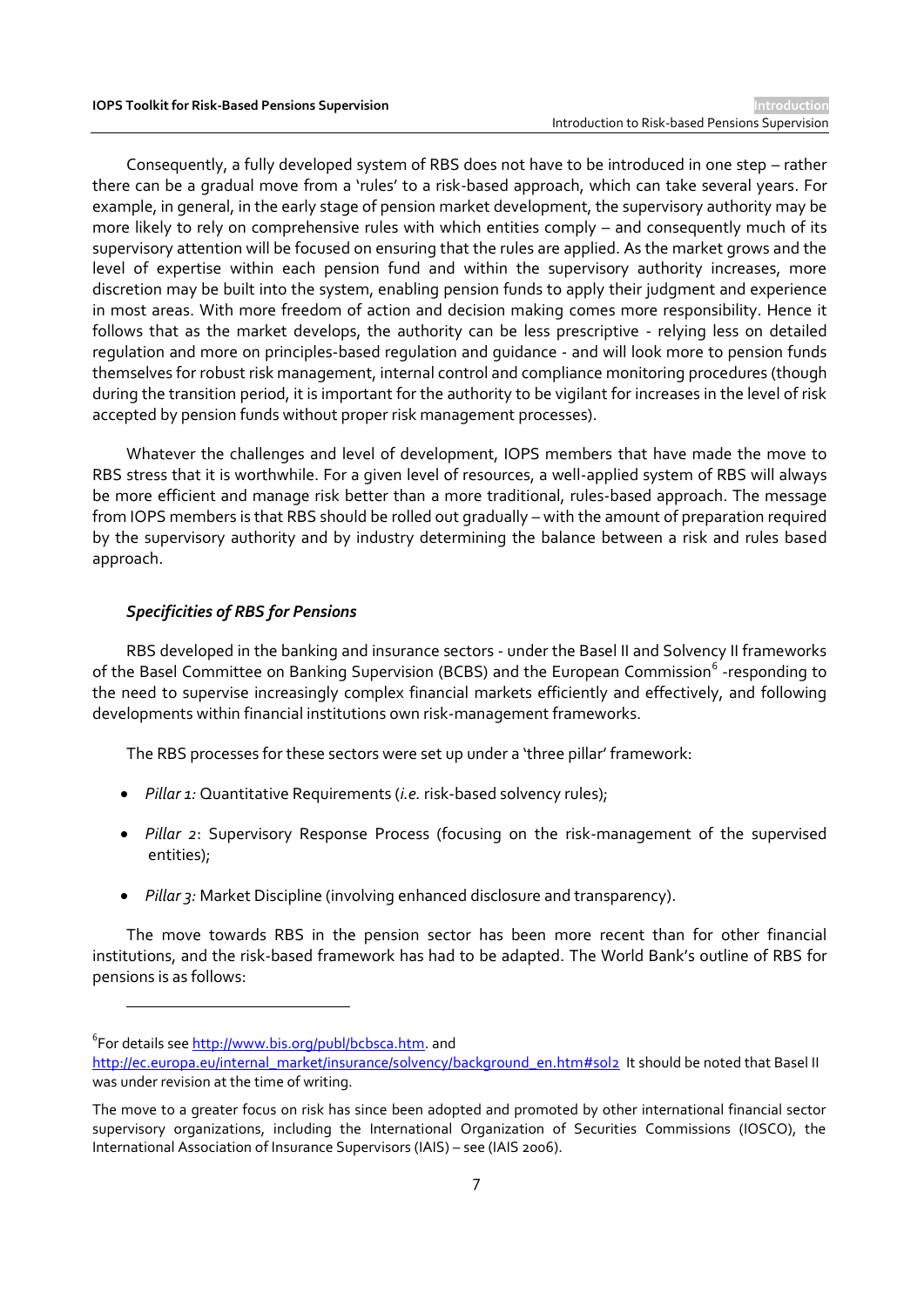Consequently, a fully developed system of RBS does not have to be introduced in one step – rather there can be a gradual move from a 'rules' to a risk-based approach, which can take several years. For example, in general, in the early stage of pension market development, the supervisory authority may be more likely to rely on comprehensive rules with which entities comply – and consequently much of its supervisory attention will be focused on ensuring that the rules are applied. As the market grows and the level of expertise within each pension fund and within the supervisory authority increases, more discretion may be built into the system, enabling pension funds to apply their judgment and experience in most areas. With more freedom of action and decision making comes more responsibility. Hence it follows that as the market develops, the authority can be less prescriptive - relying less on detailed regulation and more on principles-based regulation and guidance - and will look more to pension funds themselves for robust risk management, internal control and compliance monitoring procedures (though during the transition period, it is important for the authority to be vigilant for increases in the level of risk accepted by pension funds without proper risk management processes).

Whatever the challenges and level of development, IOPS members that have made the move to RBS stress that it is worthwhile. For a given level of resources, a well-applied system of RBS will always be more efficient and manage risk better than a more traditional, rules-based approach. The message from IOPS members is that RBS should be rolled out gradually – with the amount of preparation required by the supervisory authority and by industry determining the balance between a risk and rules based approach.

### *Specificities of RBS for Pensions*

RBS developed in the banking and insurance sectors - under the Basel II and Solvency II frameworks of the Basel Committee on Banking Supervision (BCBS) and the European Commission[6] -responding to the need to supervise increasingly complex financial markets efficiently and effectively, and following developments within financial institutions own risk-management frameworks.

The RBS processes for these sectors were set up under a 'three pillar' framework:

- *Pillar 1:* Quantitative Requirements (*i.e.* risk-based solvency rules);
- *Pillar 2*: Supervisory Response Process (focusing on the risk-management of the supervised entities);
- *Pillar 3:* Market Discipline (involving enhanced disclosure and transparency).

The move towards RBS in the pension sector has been more recent than for other financial institutions, and the risk-based framework has had to be adapted. The World Bank's outline of RBS for pensions is as follows:

---

[6] For details see http://www.bis.org/publ/bcbsca.htm. and http://ec.europa.eu/internal_market/insurance/solvency/background_en.htm#sol2 It should be noted that Basel II was under revision at the time of writing.

The move to a greater focus on risk has since been adopted and promoted by other international financial sector supervisory organizations, including the International Organization of Securities Commissions (IOSCO), the International Association of Insurance Supervisors (IAIS) – see (IAIS 2006).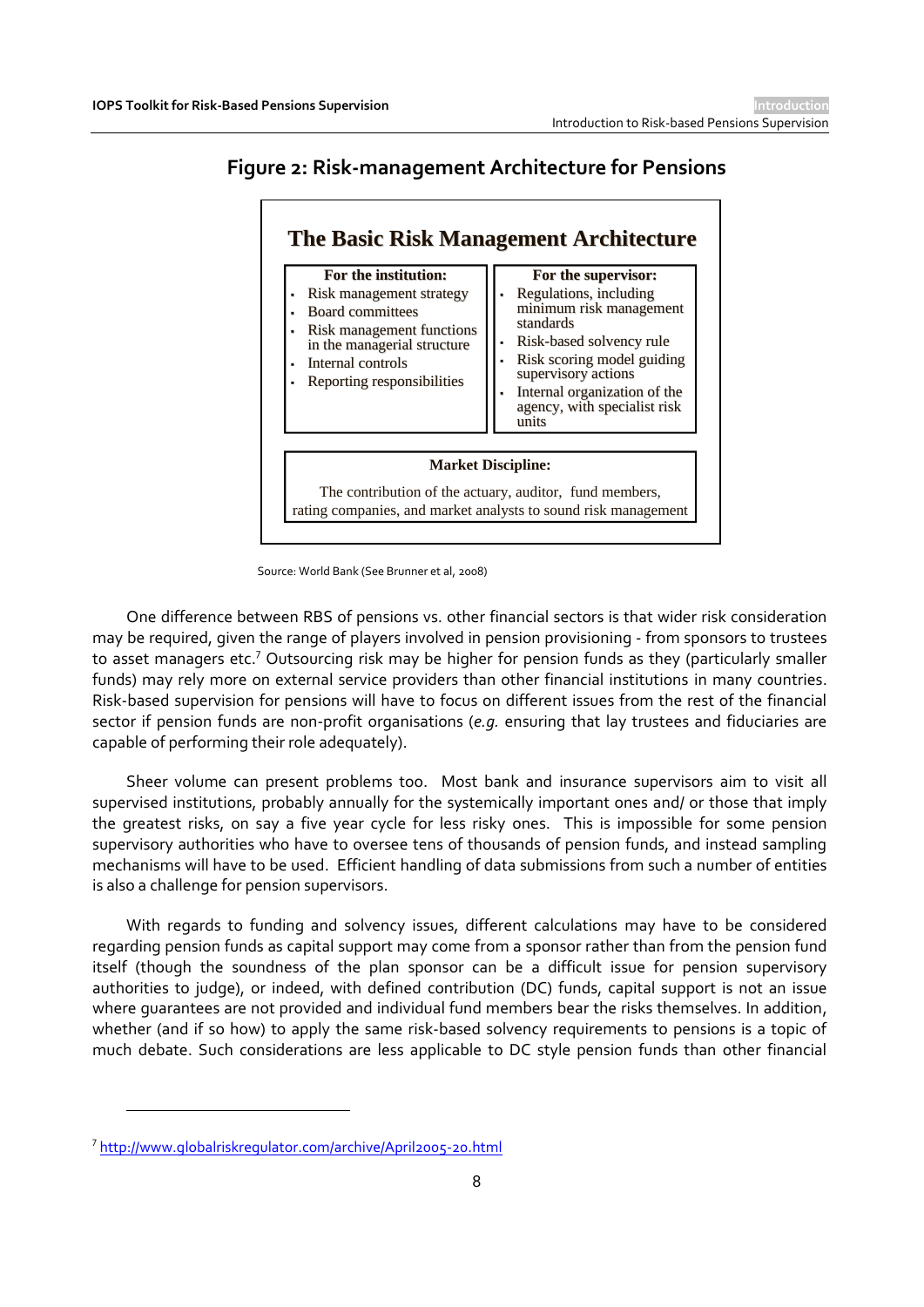## Figure 2: Risk-management Architecture for Pensions

**The Basic Risk Management Architecture**

| For the institution: | For the supervisor: |
|---|---|
| • Risk management strategy<br>• Board committees<br>• Risk management functions in the managerial structure<br>• Internal controls<br>• Reporting responsibilities | • Regulations, including minimum risk management standards<br>• Risk-based solvency rule<br>• Risk scoring model guiding supervisory actions<br>• Internal organization of the agency, with specialist risk units |

**Market Discipline:**

The contribution of the actuary, auditor, fund members, rating companies, and market analysts to sound risk management

Source: World Bank (See Brunner et al, 2008)

One difference between RBS of pensions vs. other financial sectors is that wider risk consideration may be required, given the range of players involved in pension provisioning - from sponsors to trustees to asset managers etc.[7] Outsourcing risk may be higher for pension funds as they (particularly smaller funds) may rely more on external service providers than other financial institutions in many countries. Risk-based supervision for pensions will have to focus on different issues from the rest of the financial sector if pension funds are non-profit organisations (*e.g.* ensuring that lay trustees and fiduciaries are capable of performing their role adequately).

Sheer volume can present problems too. Most bank and insurance supervisors aim to visit all supervised institutions, probably annually for the systemically important ones and/ or those that imply the greatest risks, on say a five year cycle for less risky ones. This is impossible for some pension supervisory authorities who have to oversee tens of thousands of pension funds, and instead sampling mechanisms will have to be used. Efficient handling of data submissions from such a number of entities is also a challenge for pension supervisors.

With regards to funding and solvency issues, different calculations may have to be considered regarding pension funds as capital support may come from a sponsor rather than from the pension fund itself (though the soundness of the plan sponsor can be a difficult issue for pension supervisory authorities to judge), or indeed, with defined contribution (DC) funds, capital support is not an issue where guarantees are not provided and individual fund members bear the risks themselves. In addition, whether (and if so how) to apply the same risk-based solvency requirements to pensions is a topic of much debate. Such considerations are less applicable to DC style pension funds than other financial

---

[7] http://www.globalriskregulator.com/archive/April2005-20.html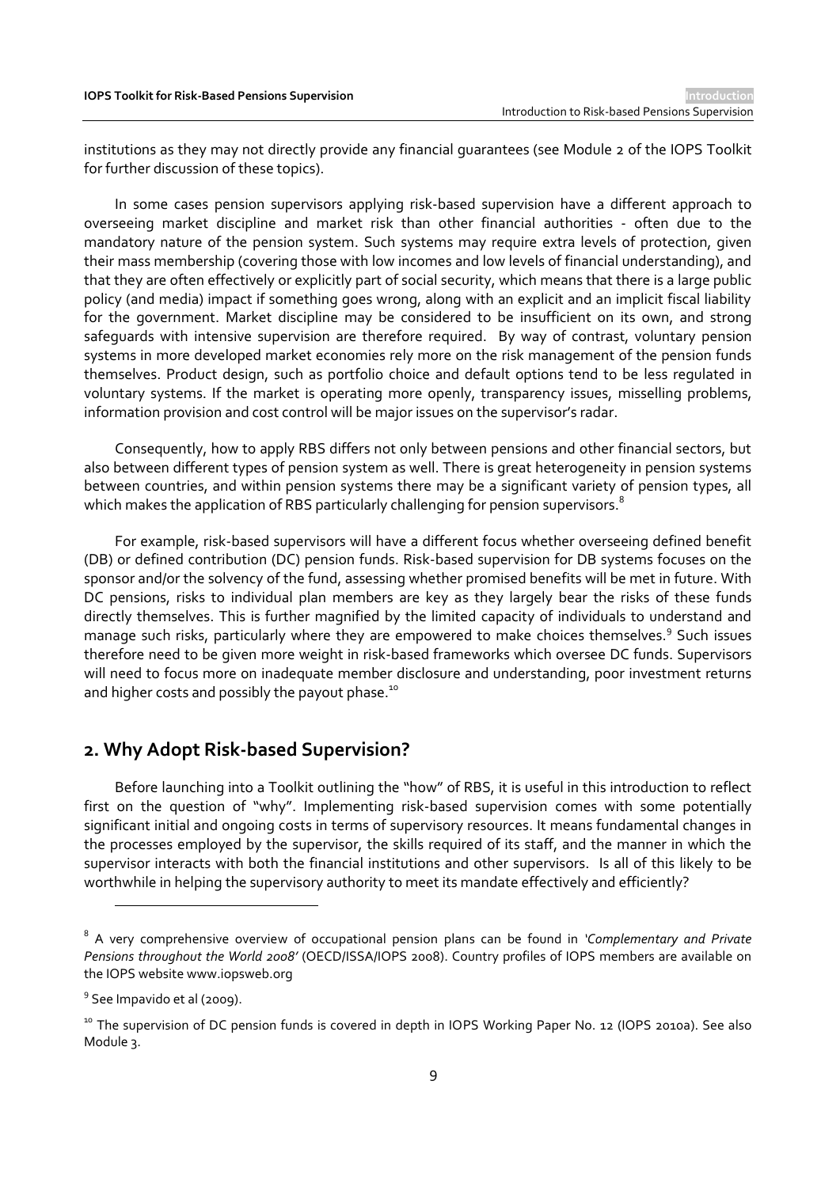institutions as they may not directly provide any financial guarantees (see Module 2 of the IOPS Toolkit for further discussion of these topics).

In some cases pension supervisors applying risk-based supervision have a different approach to overseeing market discipline and market risk than other financial authorities - often due to the mandatory nature of the pension system. Such systems may require extra levels of protection, given their mass membership (covering those with low incomes and low levels of financial understanding), and that they are often effectively or explicitly part of social security, which means that there is a large public policy (and media) impact if something goes wrong, along with an explicit and an implicit fiscal liability for the government. Market discipline may be considered to be insufficient on its own, and strong safeguards with intensive supervision are therefore required. By way of contrast, voluntary pension systems in more developed market economies rely more on the risk management of the pension funds themselves. Product design, such as portfolio choice and default options tend to be less regulated in voluntary systems. If the market is operating more openly, transparency issues, misselling problems, information provision and cost control will be major issues on the supervisor's radar.

Consequently, how to apply RBS differs not only between pensions and other financial sectors, but also between different types of pension system as well. There is great heterogeneity in pension systems between countries, and within pension systems there may be a significant variety of pension types, all which makes the application of RBS particularly challenging for pension supervisors.[8]

For example, risk-based supervisors will have a different focus whether overseeing defined benefit (DB) or defined contribution (DC) pension funds. Risk-based supervision for DB systems focuses on the sponsor and/or the solvency of the fund, assessing whether promised benefits will be met in future. With DC pensions, risks to individual plan members are key as they largely bear the risks of these funds directly themselves. This is further magnified by the limited capacity of individuals to understand and manage such risks, particularly where they are empowered to make choices themselves.[9] Such issues therefore need to be given more weight in risk-based frameworks which oversee DC funds. Supervisors will need to focus more on inadequate member disclosure and understanding, poor investment returns and higher costs and possibly the payout phase.[10]

## 2. Why Adopt Risk-based Supervision?

Before launching into a Toolkit outlining the "how" of RBS, it is useful in this introduction to reflect first on the question of "why". Implementing risk-based supervision comes with some potentially significant initial and ongoing costs in terms of supervisory resources. It means fundamental changes in the processes employed by the supervisor, the skills required of its staff, and the manner in which the supervisor interacts with both the financial institutions and other supervisors. Is all of this likely to be worthwhile in helping the supervisory authority to meet its mandate effectively and efficiently?

---

[8] A very comprehensive overview of occupational pension plans can be found in '*Complementary and Private Pensions throughout the World 2008*' (OECD/ISSA/IOPS 2008). Country profiles of IOPS members are available on the IOPS website www.iopsweb.org

[9] See Impavido et al (2009).

[10] The supervision of DC pension funds is covered in depth in IOPS Working Paper No. 12 (IOPS 2010a). See also Module 3.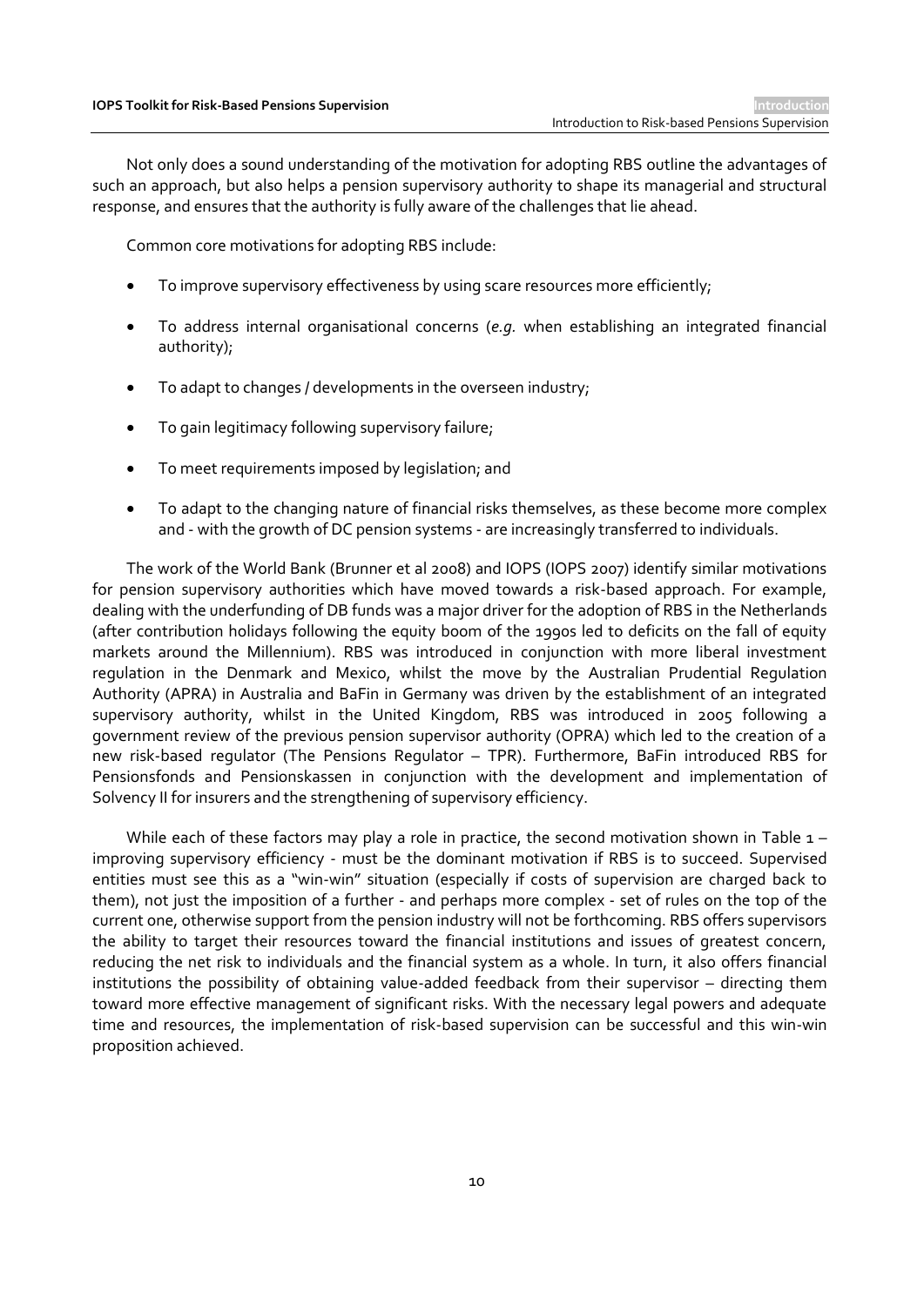Not only does a sound understanding of the motivation for adopting RBS outline the advantages of such an approach, but also helps a pension supervisory authority to shape its managerial and structural response, and ensures that the authority is fully aware of the challenges that lie ahead.

Common core motivations for adopting RBS include:

- To improve supervisory effectiveness by using scare resources more efficiently;
- To address internal organisational concerns (*e.g.* when establishing an integrated financial authority);
- To adapt to changes / developments in the overseen industry;
- To gain legitimacy following supervisory failure;
- To meet requirements imposed by legislation; and
- To adapt to the changing nature of financial risks themselves, as these become more complex and - with the growth of DC pension systems - are increasingly transferred to individuals.

The work of the World Bank (Brunner et al 2008) and IOPS (IOPS 2007) identify similar motivations for pension supervisory authorities which have moved towards a risk-based approach. For example, dealing with the underfunding of DB funds was a major driver for the adoption of RBS in the Netherlands (after contribution holidays following the equity boom of the 1990s led to deficits on the fall of equity markets around the Millennium). RBS was introduced in conjunction with more liberal investment regulation in the Denmark and Mexico, whilst the move by the Australian Prudential Regulation Authority (APRA) in Australia and BaFin in Germany was driven by the establishment of an integrated supervisory authority, whilst in the United Kingdom, RBS was introduced in 2005 following a government review of the previous pension supervisor authority (OPRA) which led to the creation of a new risk-based regulator (The Pensions Regulator – TPR). Furthermore, BaFin introduced RBS for Pensionsfonds and Pensionskassen in conjunction with the development and implementation of Solvency II for insurers and the strengthening of supervisory efficiency.

While each of these factors may play a role in practice, the second motivation shown in Table 1 – improving supervisory efficiency - must be the dominant motivation if RBS is to succeed. Supervised entities must see this as a "win-win" situation (especially if costs of supervision are charged back to them), not just the imposition of a further - and perhaps more complex - set of rules on the top of the current one, otherwise support from the pension industry will not be forthcoming. RBS offers supervisors the ability to target their resources toward the financial institutions and issues of greatest concern, reducing the net risk to individuals and the financial system as a whole. In turn, it also offers financial institutions the possibility of obtaining value-added feedback from their supervisor – directing them toward more effective management of significant risks. With the necessary legal powers and adequate time and resources, the implementation of risk-based supervision can be successful and this win-win proposition achieved.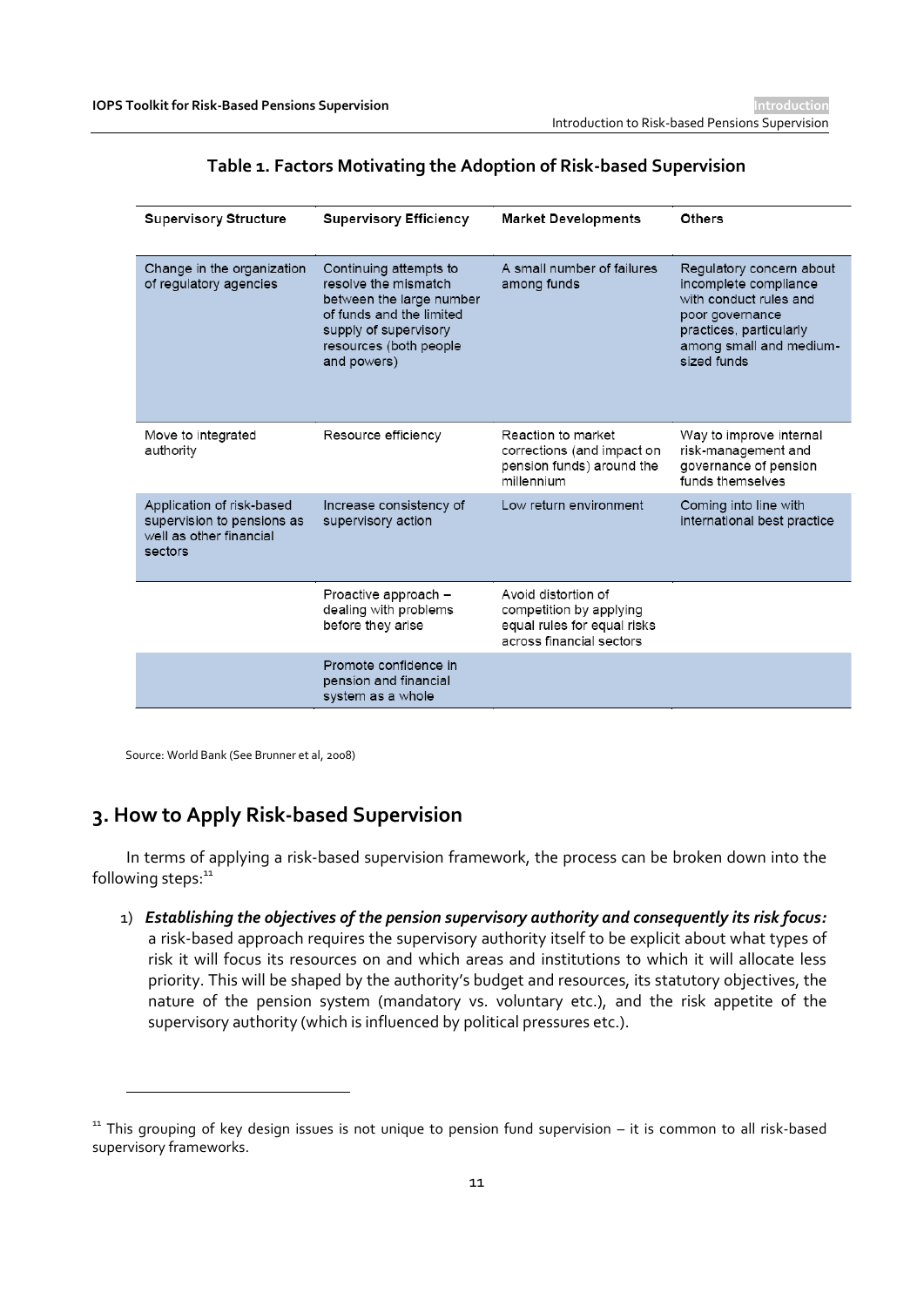**Table 1. Factors Motivating the Adoption of Risk-based Supervision**

| Supervisory Structure | Supervisory Efficiency | Market Developments | Others |
|---|---|---|---|
| Change in the organization of regulatory agencies | Continuing attempts to resolve the mismatch between the large number of funds and the limited supply of supervisory resources (both people and powers) | A small number of failures among funds | Regulatory concern about incomplete compliance with conduct rules and poor governance practices, particularly among small and medium-sized funds |
| Move to integrated authority | Resource efficiency | Reaction to market corrections (and impact on pension funds) around the millennium | Way to improve internal risk-management and governance of pension funds themselves |
| Application of risk-based supervision to pensions as well as other financial sectors | Increase consistency of supervisory action | Low return environment | Coming into line with international best practice |
| | Proactive approach – dealing with problems before they arise | Avoid distortion of competition by applying equal rules for equal risks across financial sectors | |
| | Promote confidence in pension and financial system as a whole | | |

Source: World Bank (See Brunner et al, 2008)

## 3. How to Apply Risk-based Supervision

In terms of applying a risk-based supervision framework, the process can be broken down into the following steps:[11]

1) ***Establishing the objectives of the pension supervisory authority and consequently its risk focus:*** a risk-based approach requires the supervisory authority itself to be explicit about what types of risk it will focus its resources on and which areas and institutions to which it will allocate less priority. This will be shaped by the authority's budget and resources, its statutory objectives, the nature of the pension system (mandatory vs. voluntary etc.), and the risk appetite of the supervisory authority (which is influenced by political pressures etc.).

[11] This grouping of key design issues is not unique to pension fund supervision – it is common to all risk-based supervisory frameworks.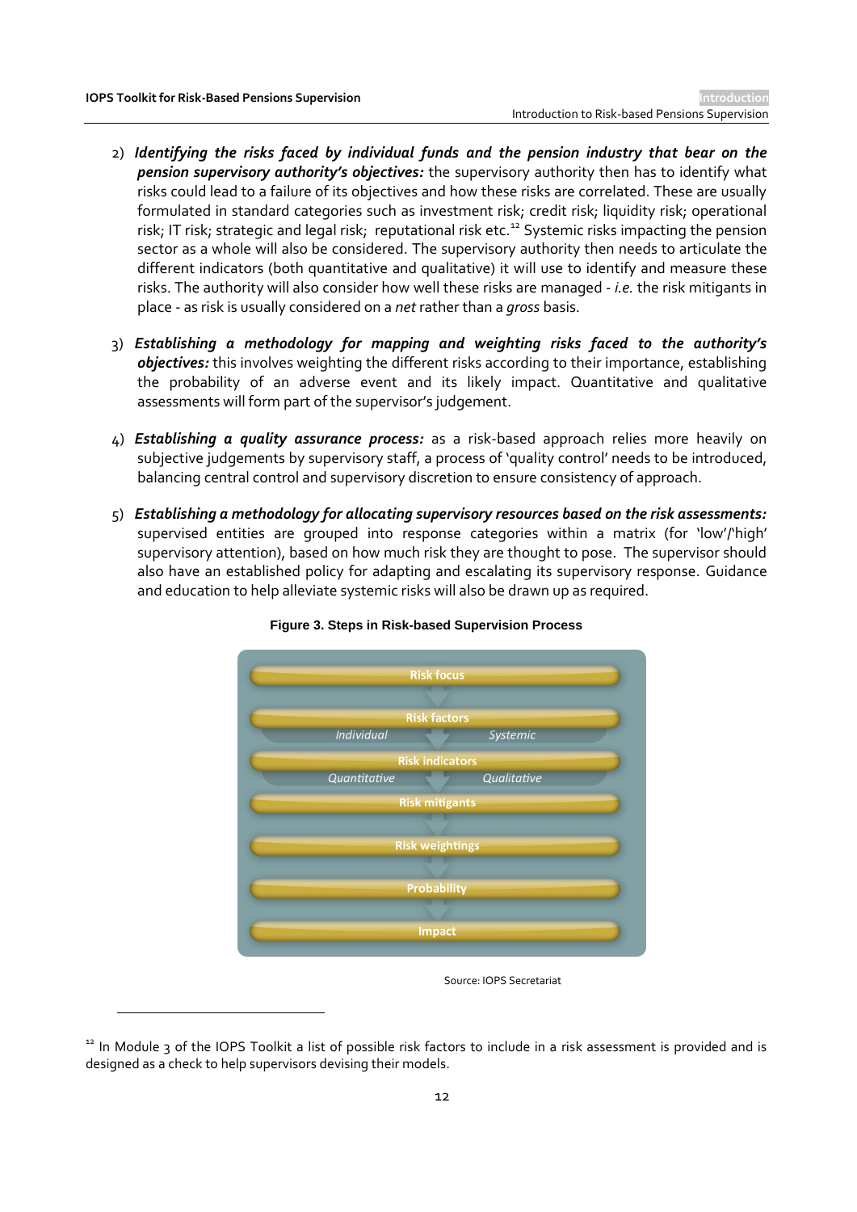2) ***Identifying the risks faced by individual funds and the pension industry that bear on the pension supervisory authority's objectives:*** the supervisory authority then has to identify what risks could lead to a failure of its objectives and how these risks are correlated. These are usually formulated in standard categories such as investment risk; credit risk; liquidity risk; operational risk; IT risk; strategic and legal risk; reputational risk etc.[12] Systemic risks impacting the pension sector as a whole will also be considered. The supervisory authority then needs to articulate the different indicators (both quantitative and qualitative) it will use to identify and measure these risks. The authority will also consider how well these risks are managed - *i.e.* the risk mitigants in place - as risk is usually considered on a *net* rather than a *gross* basis.

3) ***Establishing a methodology for mapping and weighting risks faced to the authority's objectives:*** this involves weighting the different risks according to their importance, establishing the probability of an adverse event and its likely impact. Quantitative and qualitative assessments will form part of the supervisor's judgement.

4) ***Establishing a quality assurance process:*** as a risk-based approach relies more heavily on subjective judgements by supervisory staff, a process of 'quality control' needs to be introduced, balancing central control and supervisory discretion to ensure consistency of approach.

5) ***Establishing a methodology for allocating supervisory resources based on the risk assessments:*** supervised entities are grouped into response categories within a matrix (for 'low'/'high' supervisory attention), based on how much risk they are thought to pose. The supervisor should also have an established policy for adapting and escalating its supervisory response. Guidance and education to help alleviate systemic risks will also be drawn up as required.

**Figure 3. Steps in Risk-based Supervision Process**

- Risk focus
- Risk factors
  - *Individual* / *Systemic*
- Risk indicators
  - *Quantitative* / *Qualitative*
- Risk mitigants
- Risk weightings
- Probability
- Impact

Source: IOPS Secretariat

[12] In Module 3 of the IOPS Toolkit a list of possible risk factors to include in a risk assessment is provided and is designed as a check to help supervisors devising their models.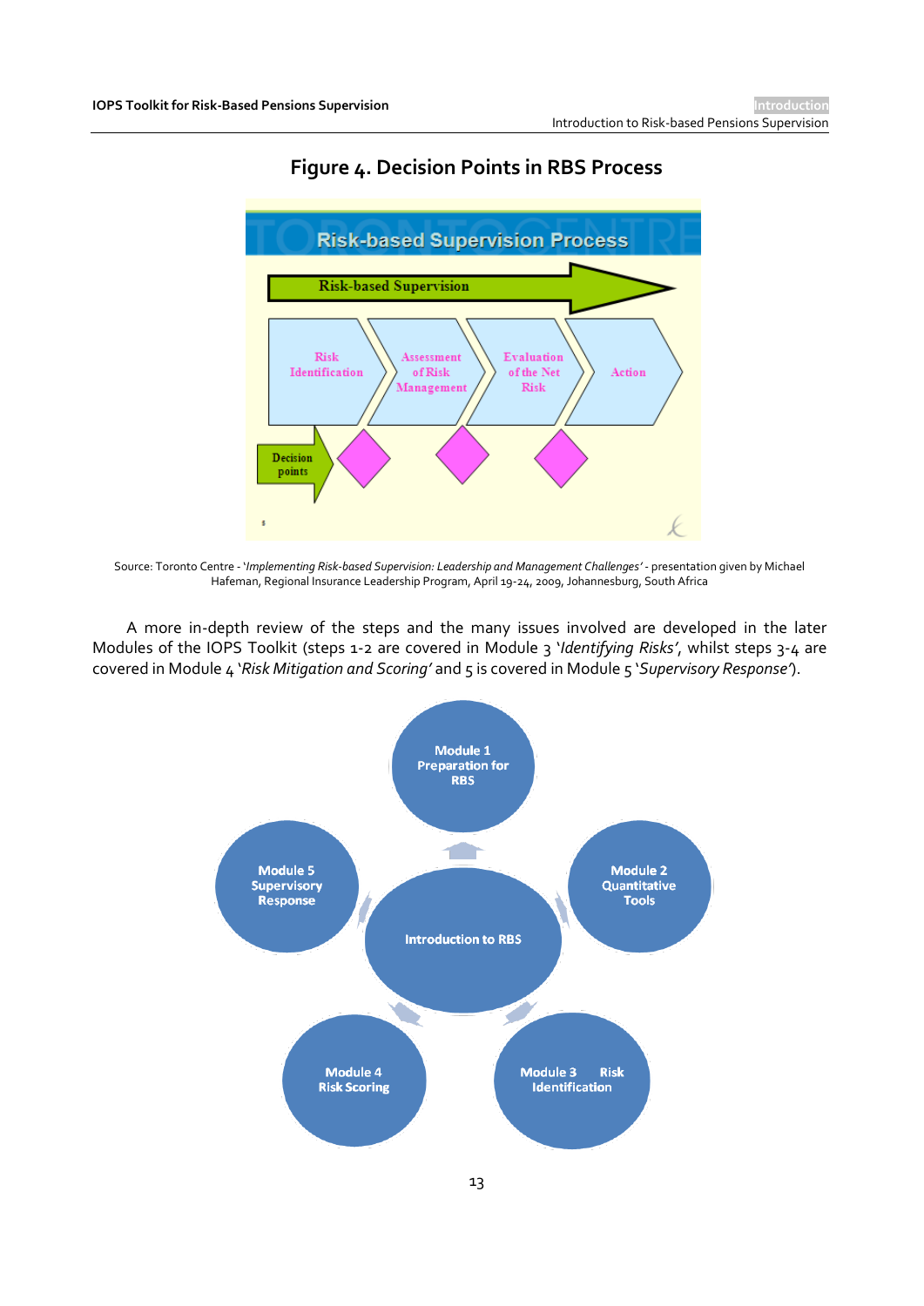## Figure 4. Decision Points in RBS Process

Source: Toronto Centre - '*Implementing Risk-based Supervision: Leadership and Management Challenges*' - presentation given by Michael Hafeman, Regional Insurance Leadership Program, April 19-24, 2009, Johannesburg, South Africa

A more in-depth review of the steps and the many issues involved are developed in the later Modules of the IOPS Toolkit (steps 1-2 are covered in Module 3 '*Identifying Risks'*, whilst steps 3-4 are covered in Module 4 '*Risk Mitigation and Scoring'* and 5 is covered in Module 5 '*Supervisory Response'*).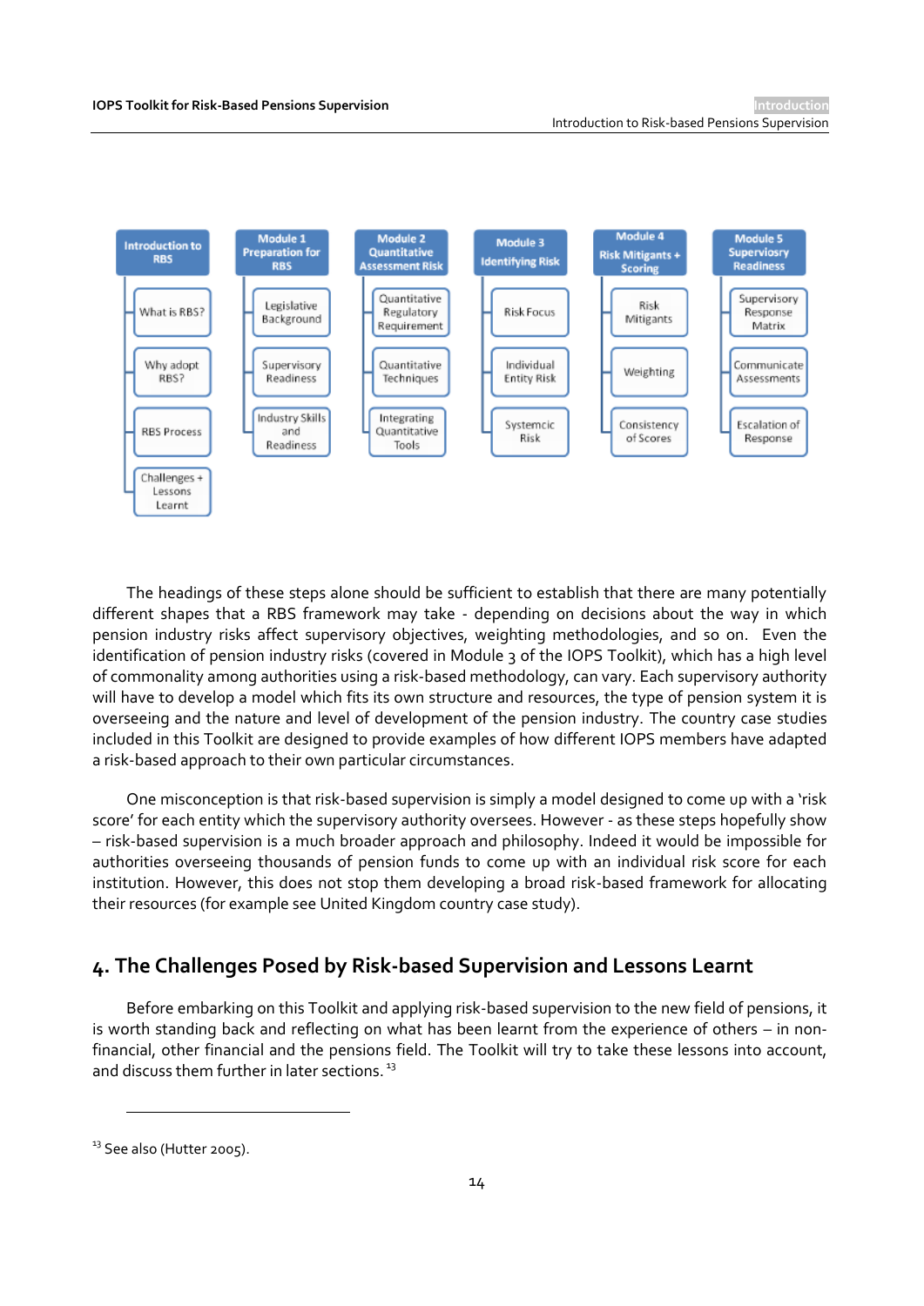| Introduction to RBS | Module 1 Preparation for RBS | Module 2 Quantitative Assessment Risk | Module 3 Identifying Risk | Module 4 Risk Mitigants + Scoring | Module 5 Supervisory Readiness |
|---|---|---|---|---|---|
| What is RBS? | Legislative Background | Quantitative Regulatory Requirement | Risk Focus | Risk Mitigants | Supervisory Response Matrix |
| Why adopt RBS? | Supervisory Readiness | Quantitative Techniques | Individual Entity Risk | Weighting | Communicate Assessments |
| RBS Process | Industry Skills and Readiness | Integrating Quantitative Tools | Systemcic Risk | Consistency of Scores | Escalation of Response |
| Challenges + Lessons Learnt | | | | | |

The headings of these steps alone should be sufficient to establish that there are many potentially different shapes that a RBS framework may take - depending on decisions about the way in which pension industry risks affect supervisory objectives, weighting methodologies, and so on. Even the identification of pension industry risks (covered in Module 3 of the IOPS Toolkit), which has a high level of commonality among authorities using a risk-based methodology, can vary. Each supervisory authority will have to develop a model which fits its own structure and resources, the type of pension system it is overseeing and the nature and level of development of the pension industry. The country case studies included in this Toolkit are designed to provide examples of how different IOPS members have adapted a risk-based approach to their own particular circumstances.

One misconception is that risk-based supervision is simply a model designed to come up with a 'risk score' for each entity which the supervisory authority oversees. However - as these steps hopefully show – risk-based supervision is a much broader approach and philosophy. Indeed it would be impossible for authorities overseeing thousands of pension funds to come up with an individual risk score for each institution. However, this does not stop them developing a broad risk-based framework for allocating their resources (for example see United Kingdom country case study).

## 4. The Challenges Posed by Risk-based Supervision and Lessons Learnt

Before embarking on this Toolkit and applying risk-based supervision to the new field of pensions, it is worth standing back and reflecting on what has been learnt from the experience of others – in non-financial, other financial and the pensions field. The Toolkit will try to take these lessons into account, and discuss them further in later sections. [13]

---

[13] See also (Hutter 2005).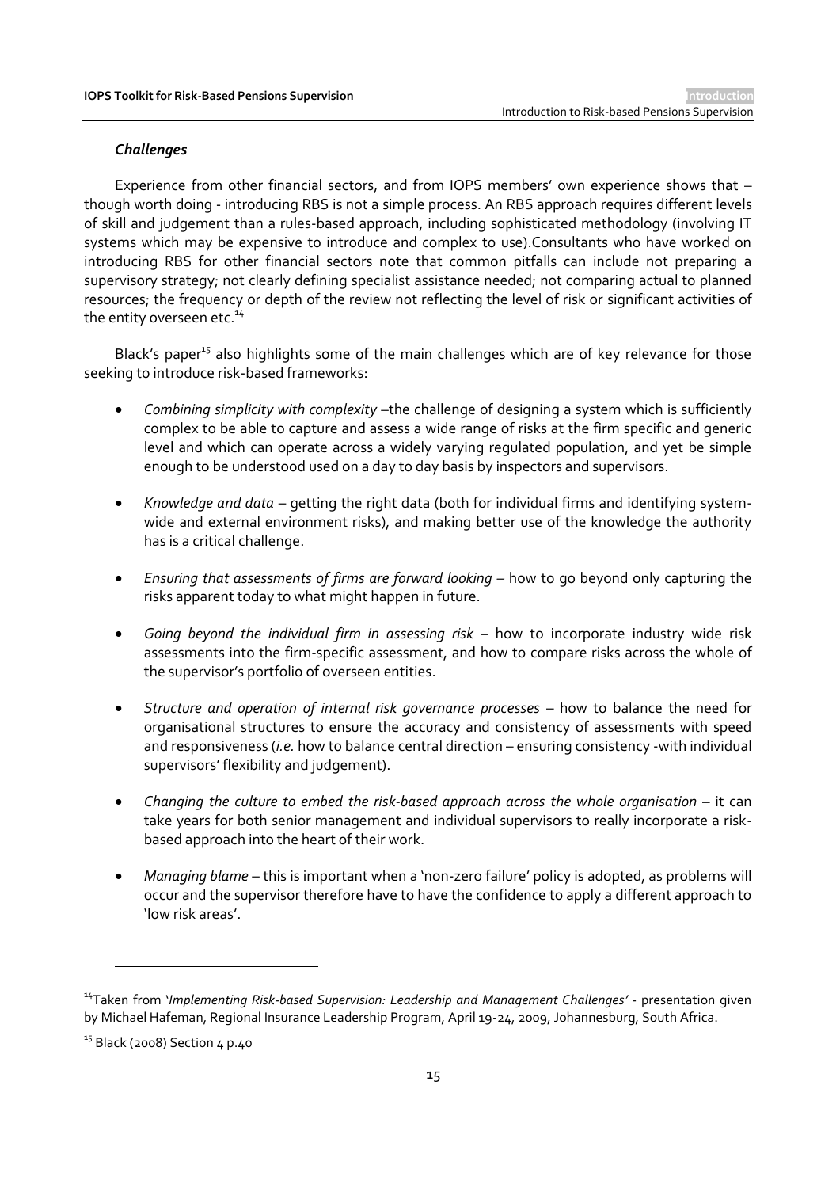### *Challenges*

Experience from other financial sectors, and from IOPS members' own experience shows that – though worth doing - introducing RBS is not a simple process. An RBS approach requires different levels of skill and judgement than a rules-based approach, including sophisticated methodology (involving IT systems which may be expensive to introduce and complex to use).Consultants who have worked on introducing RBS for other financial sectors note that common pitfalls can include not preparing a supervisory strategy; not clearly defining specialist assistance needed; not comparing actual to planned resources; the frequency or depth of the review not reflecting the level of risk or significant activities of the entity overseen etc.[14]

Black's paper[15] also highlights some of the main challenges which are of key relevance for those seeking to introduce risk-based frameworks:

- *Combining simplicity with complexity* –the challenge of designing a system which is sufficiently complex to be able to capture and assess a wide range of risks at the firm specific and generic level and which can operate across a widely varying regulated population, and yet be simple enough to be understood used on a day to day basis by inspectors and supervisors.
- *Knowledge and data* – getting the right data (both for individual firms and identifying system-wide and external environment risks), and making better use of the knowledge the authority has is a critical challenge.
- *Ensuring that assessments of firms are forward looking* – how to go beyond only capturing the risks apparent today to what might happen in future.
- *Going beyond the individual firm in assessing risk* – how to incorporate industry wide risk assessments into the firm-specific assessment, and how to compare risks across the whole of the supervisor's portfolio of overseen entities.
- *Structure and operation of internal risk governance processes* – how to balance the need for organisational structures to ensure the accuracy and consistency of assessments with speed and responsiveness (*i.e.* how to balance central direction – ensuring consistency -with individual supervisors' flexibility and judgement).
- *Changing the culture to embed the risk-based approach across the whole organisation* – it can take years for both senior management and individual supervisors to really incorporate a risk-based approach into the heart of their work.
- *Managing blame* – this is important when a 'non-zero failure' policy is adopted, as problems will occur and the supervisor therefore have to have the confidence to apply a different approach to 'low risk areas'.

---

[14] Taken from '*Implementing Risk-based Supervision: Leadership and Management Challenges'* - presentation given by Michael Hafeman, Regional Insurance Leadership Program, April 19-24, 2009, Johannesburg, South Africa.

[15] Black (2008) Section 4 p.40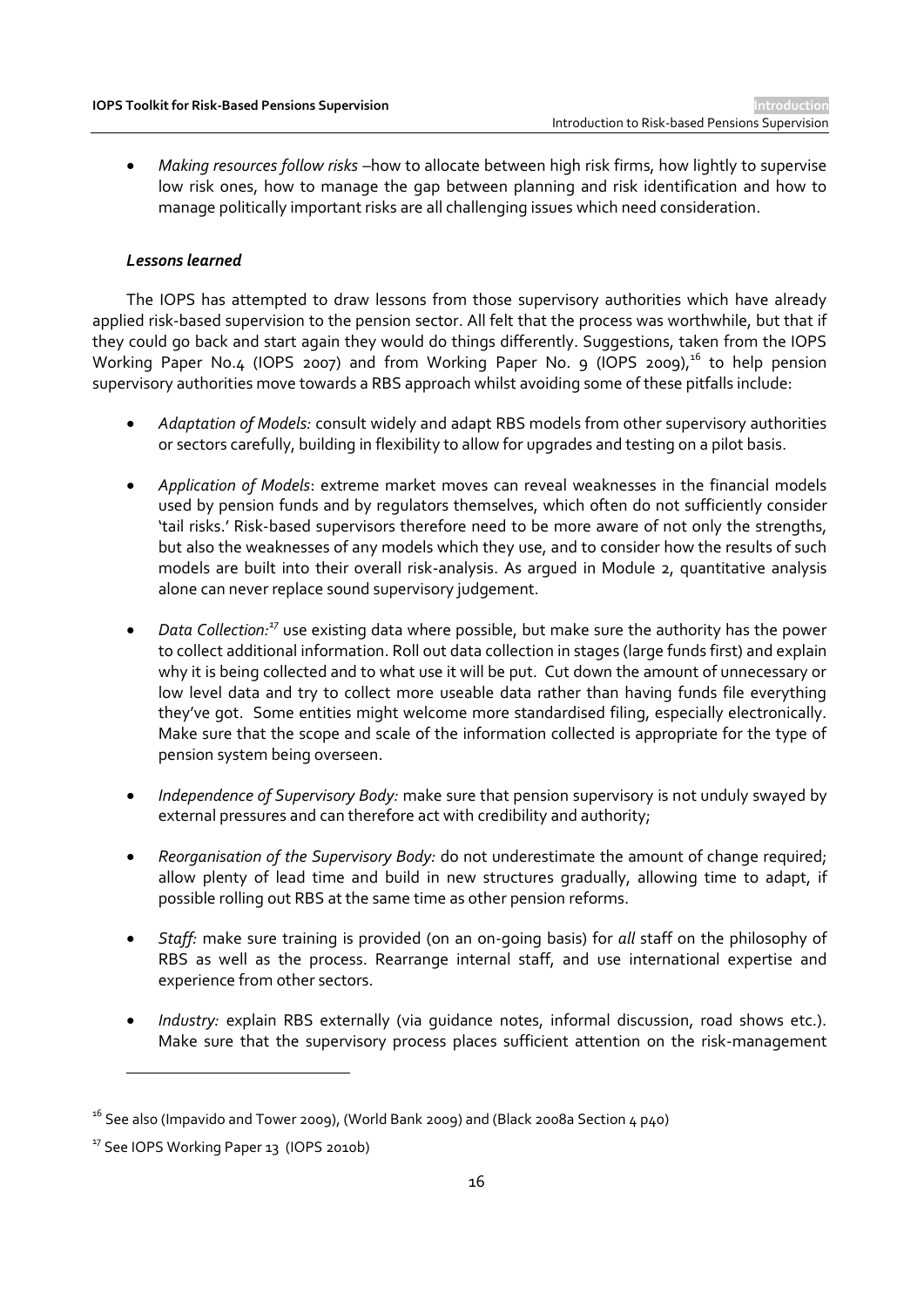- *Making resources follow risks* –how to allocate between high risk firms, how lightly to supervise low risk ones, how to manage the gap between planning and risk identification and how to manage politically important risks are all challenging issues which need consideration.

### *Lessons learned*

The IOPS has attempted to draw lessons from those supervisory authorities which have already applied risk-based supervision to the pension sector. All felt that the process was worthwhile, but that if they could go back and start again they would do things differently. Suggestions, taken from the IOPS Working Paper No.4 (IOPS 2007) and from Working Paper No. 9 (IOPS 2009),[16] to help pension supervisory authorities move towards a RBS approach whilst avoiding some of these pitfalls include:

- *Adaptation of Models:* consult widely and adapt RBS models from other supervisory authorities or sectors carefully, building in flexibility to allow for upgrades and testing on a pilot basis.

- *Application of Models*: extreme market moves can reveal weaknesses in the financial models used by pension funds and by regulators themselves, which often do not sufficiently consider 'tail risks.' Risk-based supervisors therefore need to be more aware of not only the strengths, but also the weaknesses of any models which they use, and to consider how the results of such models are built into their overall risk-analysis. As argued in Module 2, quantitative analysis alone can never replace sound supervisory judgement.

- *Data Collection:*[17] use existing data where possible, but make sure the authority has the power to collect additional information. Roll out data collection in stages (large funds first) and explain why it is being collected and to what use it will be put. Cut down the amount of unnecessary or low level data and try to collect more useable data rather than having funds file everything they've got. Some entities might welcome more standardised filing, especially electronically. Make sure that the scope and scale of the information collected is appropriate for the type of pension system being overseen.

- *Independence of Supervisory Body:* make sure that pension supervisory is not unduly swayed by external pressures and can therefore act with credibility and authority;

- *Reorganisation of the Supervisory Body:* do not underestimate the amount of change required; allow plenty of lead time and build in new structures gradually, allowing time to adapt, if possible rolling out RBS at the same time as other pension reforms.

- *Staff:* make sure training is provided (on an on-going basis) for *all* staff on the philosophy of RBS as well as the process. Rearrange internal staff, and use international expertise and experience from other sectors.

- *Industry:* explain RBS externally (via guidance notes, informal discussion, road shows etc.). Make sure that the supervisory process places sufficient attention on the risk-management

---

[16] See also (Impavido and Tower 2009), (World Bank 2009) and (Black 2008a Section 4 p40)

[17] See IOPS Working Paper 13 (IOPS 2010b)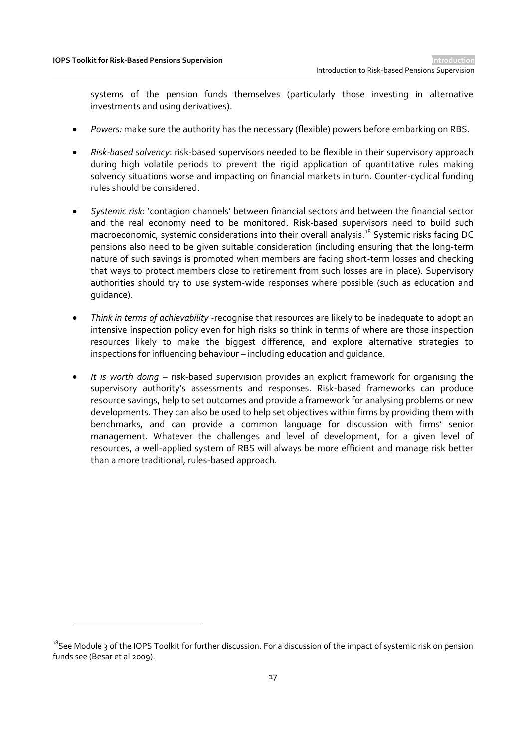systems of the pension funds themselves (particularly those investing in alternative investments and using derivatives).

- *Powers:* make sure the authority has the necessary (flexible) powers before embarking on RBS.

- *Risk-based solvency*: risk-based supervisors needed to be flexible in their supervisory approach during high volatile periods to prevent the rigid application of quantitative rules making solvency situations worse and impacting on financial markets in turn. Counter-cyclical funding rules should be considered.

- *Systemic risk*: 'contagion channels' between financial sectors and between the financial sector and the real economy need to be monitored. Risk-based supervisors need to build such macroeconomic, systemic considerations into their overall analysis.[18] Systemic risks facing DC pensions also need to be given suitable consideration (including ensuring that the long-term nature of such savings is promoted when members are facing short-term losses and checking that ways to protect members close to retirement from such losses are in place). Supervisory authorities should try to use system-wide responses where possible (such as education and guidance).

- *Think in terms of achievability* -recognise that resources are likely to be inadequate to adopt an intensive inspection policy even for high risks so think in terms of where are those inspection resources likely to make the biggest difference, and explore alternative strategies to inspections for influencing behaviour – including education and guidance.

- *It is worth doing* – risk-based supervision provides an explicit framework for organising the supervisory authority's assessments and responses. Risk-based frameworks can produce resource savings, help to set outcomes and provide a framework for analysing problems or new developments. They can also be used to help set objectives within firms by providing them with benchmarks, and can provide a common language for discussion with firms' senior management. Whatever the challenges and level of development, for a given level of resources, a well-applied system of RBS will always be more efficient and manage risk better than a more traditional, rules-based approach.

---

[18] See Module 3 of the IOPS Toolkit for further discussion. For a discussion of the impact of systemic risk on pension funds see (Besar et al 2009).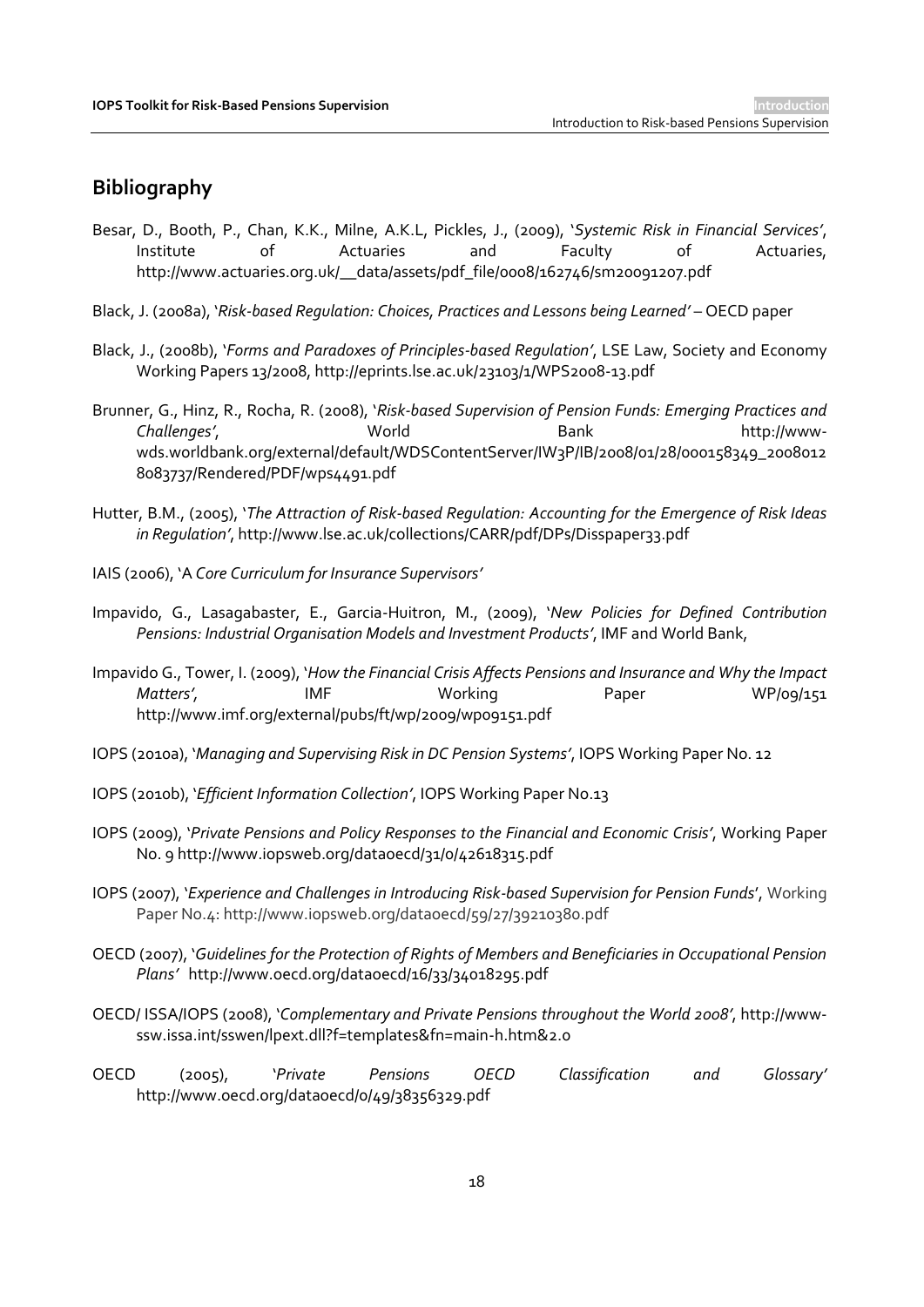## Bibliography

Besar, D., Booth, P., Chan, K.K., Milne, A.K.L, Pickles, J., (2009), '*Systemic Risk in Financial Services*', Institute of Actuaries and Faculty of Actuaries, http://www.actuaries.org.uk/__data/assets/pdf_file/0008/162746/sm20091207.pdf

Black, J. (2008a), '*Risk-based Regulation: Choices, Practices and Lessons being Learned*' – OECD paper

Black, J., (2008b), '*Forms and Paradoxes of Principles-based Regulation*', LSE Law, Society and Economy Working Papers 13/2008, http://eprints.lse.ac.uk/23103/1/WPS2008-13.pdf

Brunner, G., Hinz, R., Rocha, R. (2008), '*Risk-based Supervision of Pension Funds: Emerging Practices and Challenges*', World Bank http://www-wds.worldbank.org/external/default/WDSContentServer/IW3P/IB/2008/01/28/000158349_20080128083737/Rendered/PDF/wps4491.pdf

Hutter, B.M., (2005), '*The Attraction of Risk-based Regulation: Accounting for the Emergence of Risk Ideas in Regulation*', http://www.lse.ac.uk/collections/CARR/pdf/DPs/Disspaper33.pdf

IAIS (2006), 'A *Core Curriculum for Insurance Supervisors*'

Impavido, G., Lasagabaster, E., Garcia-Huitron, M., (2009), '*New Policies for Defined Contribution Pensions: Industrial Organisation Models and Investment Products*', IMF and World Bank,

Impavido G., Tower, I. (2009), '*How the Financial Crisis Affects Pensions and Insurance and Why the Impact Matters*', IMF Working Paper WP/09/151 http://www.imf.org/external/pubs/ft/wp/2009/wp09151.pdf

IOPS (2010a), '*Managing and Supervising Risk in DC Pension Systems*', IOPS Working Paper No. 12

IOPS (2010b), '*Efficient Information Collection*', IOPS Working Paper No.13

IOPS (2009), '*Private Pensions and Policy Responses to the Financial and Economic Crisis*', Working Paper No. 9 http://www.iopsweb.org/dataoecd/31/0/42618315.pdf

IOPS (2007), '*Experience and Challenges in Introducing Risk-based Supervision for Pension Funds*', Working Paper No.4: http://www.iopsweb.org/dataoecd/59/27/39210380.pdf

OECD (2007), '*Guidelines for the Protection of Rights of Members and Beneficiaries in Occupational Pension Plans*' http://www.oecd.org/dataoecd/16/33/34018295.pdf

OECD/ ISSA/IOPS (2008), '*Complementary and Private Pensions throughout the World 2008*', http://www-ssw.issa.int/sswen/lpext.dll?f=templates&fn=main-h.htm&2.0

OECD (2005), '*Private Pensions OECD Classification and Glossary*' http://www.oecd.org/dataoecd/0/49/38356329.pdf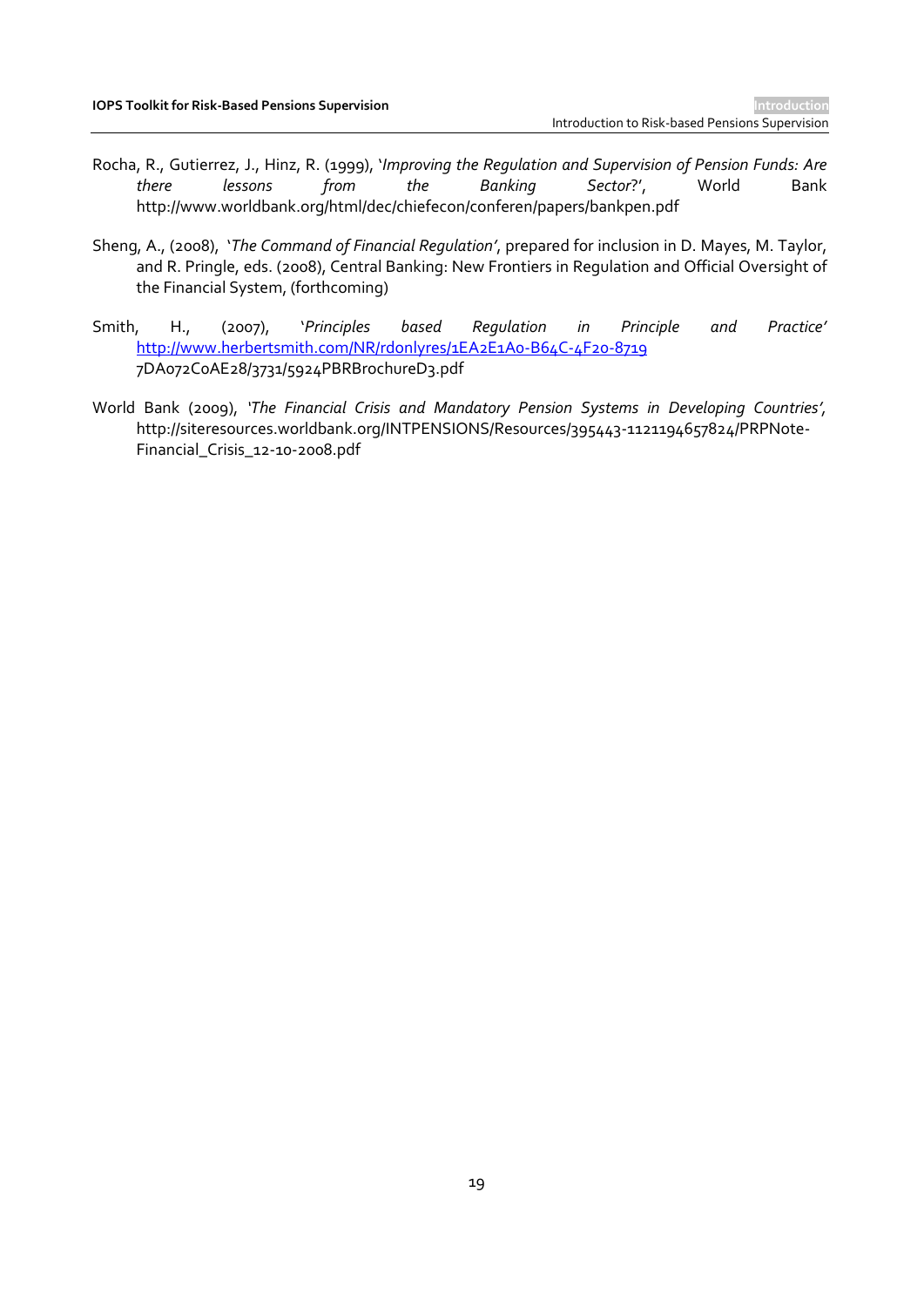Rocha, R., Gutierrez, J., Hinz, R. (1999), '*Improving the Regulation and Supervision of Pension Funds: Are there lessons from the Banking Sector?*', World Bank http://www.worldbank.org/html/dec/chiefecon/conferen/papers/bankpen.pdf

Sheng, A., (2008), '*The Command of Financial Regulation*', prepared for inclusion in D. Mayes, M. Taylor, and R. Pringle, eds. (2008), Central Banking: New Frontiers in Regulation and Official Oversight of the Financial System, (forthcoming)

Smith, H., (2007), '*Principles based Regulation in Principle and Practice*' http://www.herbertsmith.com/NR/rdonlyres/1EA2E1A0-B64C-4F20-8719 7DA072C0AE28/3731/5924PBRBrochureD3.pdf

World Bank (2009), '*The Financial Crisis and Mandatory Pension Systems in Developing Countries*', http://siteresources.worldbank.org/INTPENSIONS/Resources/395443-1121194657824/PRPNote-Financial_Crisis_12-10-2008.pdf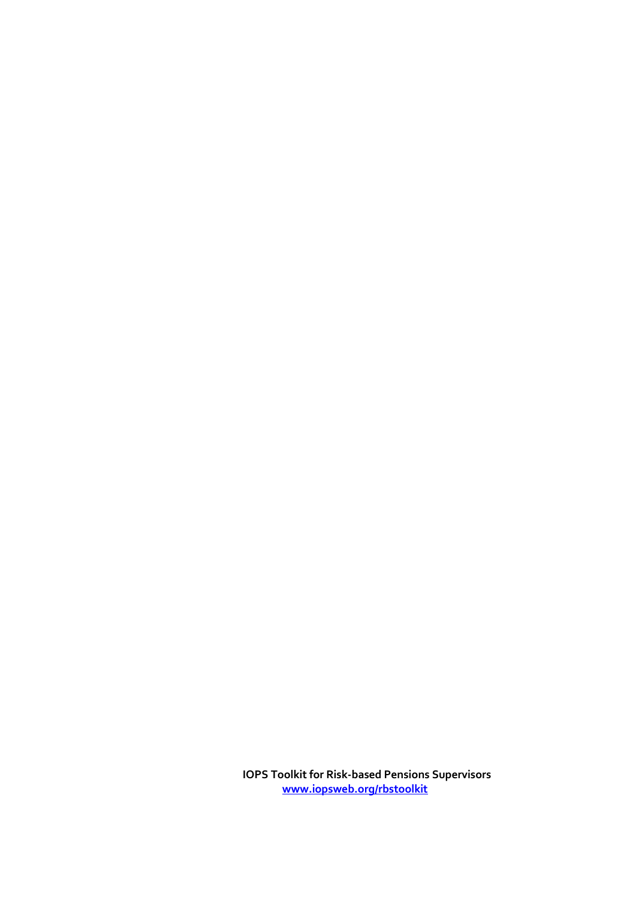**IOPS Toolkit for Risk-based Pensions Supervisors**
www.iopsweb.org/rbstoolkit